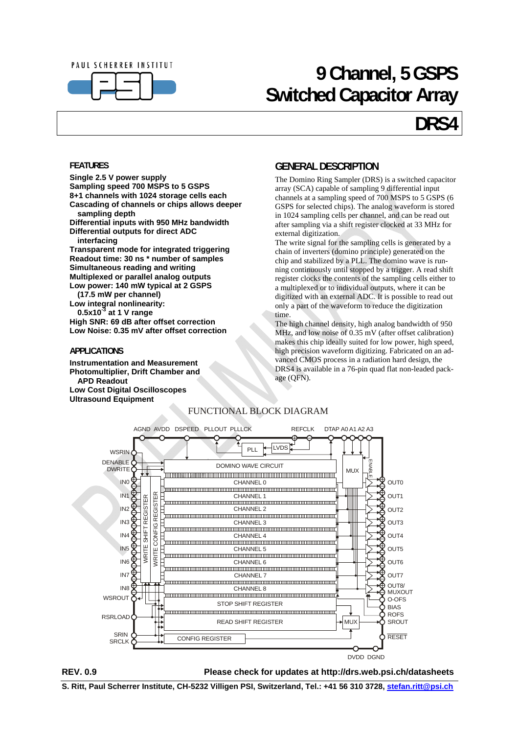PAUL SCHERRER INSTITUT

# 9 Channel, 5 GSPS Switched Capacitor Array

# DRS4

## FEATURES

**Single 2.5 V power supply**
**Sampling speed 700 MSPS to 5 GSPS**
**8+1 channels with 1024 storage cells each**
**Cascading of channels or chips allows deeper sampling depth**
**Differential inputs with 950 MHz bandwidth**
**Differential outputs for direct ADC interfacing**
**Transparent mode for integrated triggering**
**Readout time: 30 ns * number of samples**
**Simultaneous reading and writing**
**Multiplexed or parallel analog outputs**
**Low power: 140 mW typical at 2 GSPS (17.5 mW per channel)**
**Low integral nonlinearity: $0.5x10^{-3}$ at 1 V range**
**High SNR: 69 dB after offset correction**
**Low Noise: 0.35 mV after offset correction**

## APPLICATIONS

**Instrumentation and Measurement**
**Photomultiplier, Drift Chamber and APD Readout**
**Low Cost Digital Oscilloscopes**
**Ultrasound Equipment**

## GENERAL DESCRIPTION

The Domino Ring Sampler (DRS) is a switched capacitor array (SCA) capable of sampling 9 differential input channels at a sampling speed of 700 MSPS to 5 GSPS (6 GSPS for selected chips). The analog waveform is stored in 1024 sampling cells per channel, and can be read out after sampling via a shift register clocked at 33 MHz for external digitization.

The write signal for the sampling cells is generated by a chain of inverters (domino principle) generated on the chip and stabilized by a PLL. The domino wave is running continuously until stopped by a trigger. A read shift register clocks the contents of the sampling cells either to a multiplexed or to individual outputs, where it can be digitized with an external ADC. It is possible to read out only a part of the waveform to reduce the digitization time.

The high channel density, high analog bandwidth of 950 MHz, and low noise of 0.35 mV (after offset calibration) makes this chip ideally suited for low power, high speed, high precision waveform digitizing. Fabricated on an advanced CMOS process in a radiation hard design, the DRS4 is available in a 76-pin quad flat non-leaded package (QFN).

FUNCTIONAL BLOCK DIAGRAM

AGND AVDD DSPEED PLLOUT PLLLCK REFCLK DTAP A0 A1 A2 A3

PLL LVDS

WSRIN DENABLE DWRITE

DOMINO WAVE CIRCUIT MUX ENABLE

IN0 CHANNEL 0 OUT0
IN1 CHANNEL 1 OUT1
IN2 CHANNEL 2 OUT2
IN3 CHANNEL 3 OUT3
IN4 CHANNEL 4 OUT4
IN5 CHANNEL 5 OUT5
IN6 CHANNEL 6 OUT6
IN7 CHANNEL 7 OUT7
IN8 CHANNEL 8 OUT8/MUXOUT

WRITE SHIFT REGISTER
WRITE CONFIG REGISTER

WSROUT STOP SHIFT REGISTER O-OFS BIAS ROFS

RSRLOAD READ SHIFT REGISTER MUX SROUT

SRIN SRCLK CONFIG REGISTER RESET

DVDD DGND

**REV. 0.9** **Please check for updates at http://drs.web.psi.ch/datasheets**

**S. Ritt, Paul Scherrer Institute, CH-5232 Villigen PSI, Switzerland, Tel.: +41 56 310 3728, stefan.ritt@psi.ch**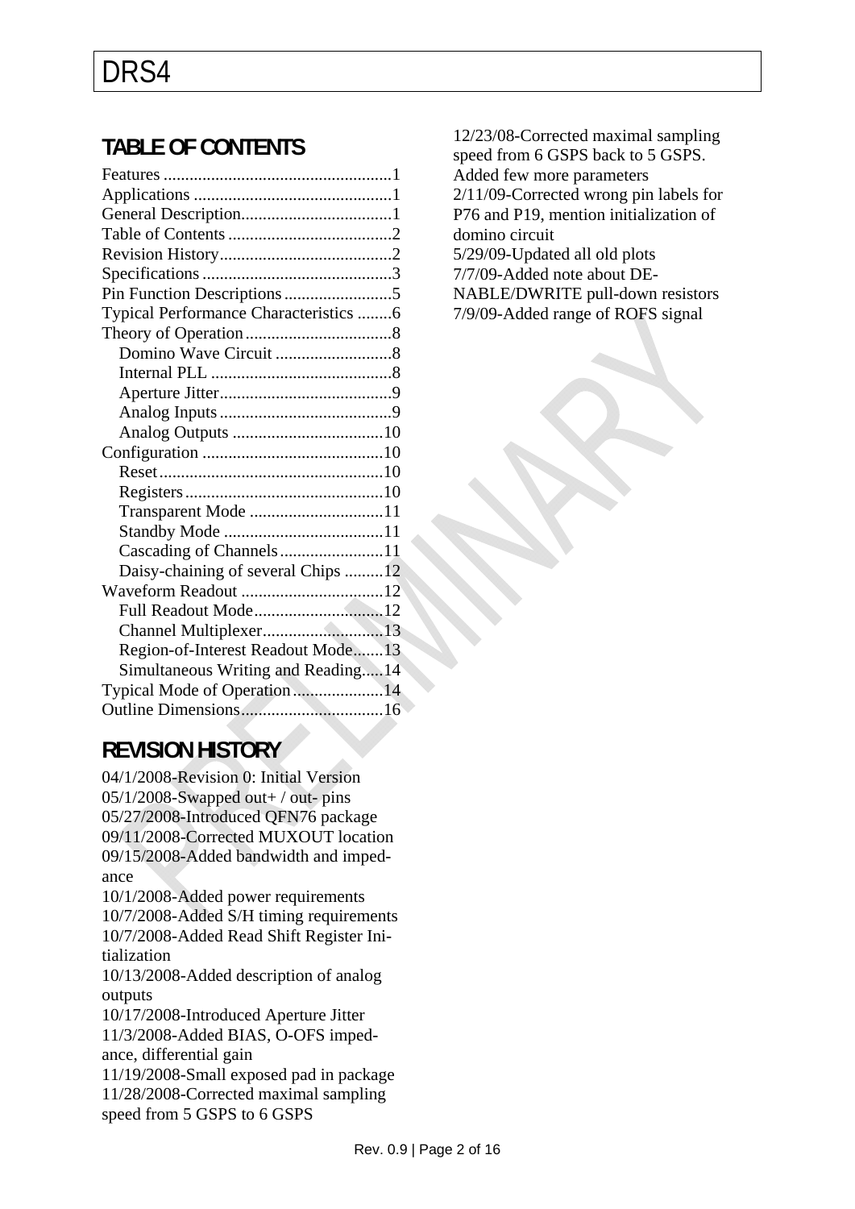# TABLE OF CONTENTS

Features .....................................................1
Applications ..............................................1
General Description...................................1
Table of Contents ......................................2
Revision History........................................2
Specifications ............................................3
Pin Function Descriptions .........................5
Typical Performance Characteristics ........6
Theory of Operation ..................................8
  Domino Wave Circuit ...........................8
  Internal PLL ..........................................8
  Aperture Jitter........................................9
  Analog Inputs ........................................9
  Analog Outputs ...................................10
Configuration ..........................................10
  Reset....................................................10
  Registers..............................................10
  Transparent Mode ...............................11
  Standby Mode .....................................11
  Cascading of Channels........................11
  Daisy-chaining of several Chips .........12
Waveform Readout .................................12
  Full Readout Mode..............................12
  Channel Multiplexer............................13
  Region-of-Interest Readout Mode.......13
  Simultaneous Writing and Reading.....14
Typical Mode of Operation .....................14
Outline Dimensions.................................16

# REVISION HISTORY

04/1/2008-Revision 0: Initial Version
05/1/2008-Swapped out+ / out- pins
05/27/2008-Introduced QFN76 package
09/11/2008-Corrected MUXOUT location
09/15/2008-Added bandwidth and impedance
10/1/2008-Added power requirements
10/7/2008-Added S/H timing requirements
10/7/2008-Added Read Shift Register Initialization
10/13/2008-Added description of analog outputs
10/17/2008-Introduced Aperture Jitter
11/3/2008-Added BIAS, O-OFS impedance, differential gain
11/19/2008-Small exposed pad in package
11/28/2008-Corrected maximal sampling speed from 5 GSPS to 6 GSPS
12/23/08-Corrected maximal sampling speed from 6 GSPS back to 5 GSPS. Added few more parameters
2/11/09-Corrected wrong pin labels for P76 and P19, mention initialization of domino circuit
5/29/09-Updated all old plots
7/7/09-Added note about DENABLE/DWRITE pull-down resistors
7/9/09-Added range of ROFS signal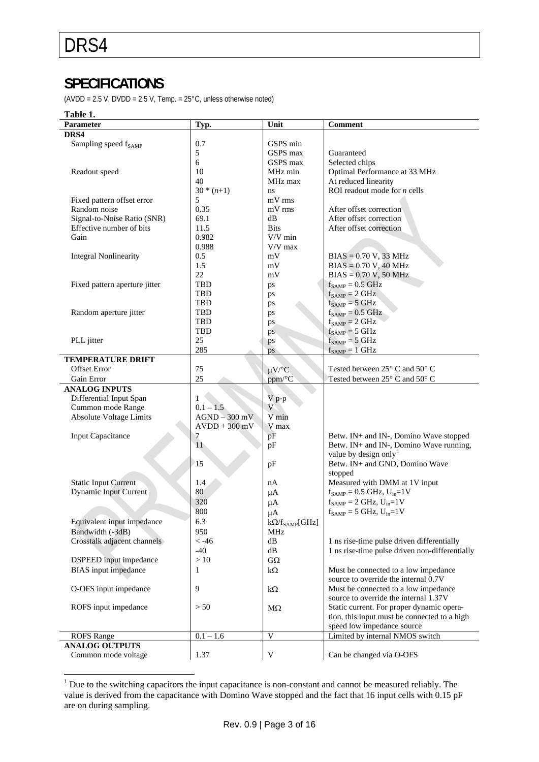## SPECIFICATIONS

(AVDD = 2.5 V, DVDD = 2.5 V, Temp. = 25°C, unless otherwise noted)

**Table 1.**

| Parameter | Typ. | Unit | Comment |
|---|---|---|---|
| **DRS4** | | | |
| Sampling speed $f_{SAMP}$ | 0.7 | GSPS min | |
| | 5 | GSPS max | Guaranteed |
| | 6 | GSPS max | Selected chips |
| Readout speed | 10 | MHz min | Optimal Performance at 33 MHz |
| | 40 | MHz max | At reduced linearity |
| | 30 * (*n*+1) | ns | ROI readout mode for *n* cells |
| Fixed pattern offset error | 5 | mV rms | |
| Random noise | 0.35 | mV rms | After offset correction |
| Signal-to-Noise Ratio (SNR) | 69.1 | dB | After offset correction |
| Effective number of bits | 11.5 | Bits | After offset correction |
| Gain | 0.982 | V/V min | |
| | 0.988 | V/V max | |
| Integral Nonlinearity | 0.5 | mV | BIAS = 0.70 V, 33 MHz |
| | 1.5 | mV | BIAS = 0.70 V, 40 MHz |
| | 22 | mV | BIAS = 0.70 V, 50 MHz |
| Fixed pattern aperture jitter | TBD | ps | $f_{SAMP}$ = 0.5 GHz |
| | TBD | ps | $f_{SAMP}$ = 2 GHz |
| | TBD | ps | $f_{SAMP}$ = 5 GHz |
| Random aperture jitter | TBD | ps | $f_{SAMP}$ = 0.5 GHz |
| | TBD | ps | $f_{SAMP}$ = 2 GHz |
| | TBD | ps | $f_{SAMP}$ = 5 GHz |
| PLL jitter | 25 | ps | $f_{SAMP}$ = 5 GHz |
| | 285 | ps | $f_{SAMP}$ = 1 GHz |
| **TEMPERATURE DRIFT** | | | |
| Offset Error | 75 | μV/°C | Tested between 25° C and 50° C |
| Gain Error | 25 | ppm/°C | Tested between 25° C and 50° C |
| **ANALOG INPUTS** | | | |
| Differential Input Span | 1 | V p-p | |
| Common mode Range | 0.1 – 1.5 | V | |
| Absolute Voltage Limits | AGND – 300 mV | V min | |
| | AVDD + 300 mV | V max | |
| Input Capacitance | 7 | pF | Betw. IN+ and IN-, Domino Wave stopped |
| | 11 | pF | Betw. IN+ and IN-, Domino Wave running, value by design only[1] |
| | 15 | pF | Betw. IN+ and GND, Domino Wave stopped |
| Static Input Current | 1.4 | nA | Measured with DMM at 1V input |
| Dynamic Input Current | 80 | μA | $f_{SAMP}$ = 0.5 GHz, $U_{in}$=1V |
| | 320 | μA | $f_{SAMP}$ = 2 GHz, $U_{in}$=1V |
| | 800 | μA | $f_{SAMP}$ = 5 GHz, $U_{in}$=1V |
| Equivalent input impedance | 6.3 | kΩ/$f_{SAMP}$[GHz] | |
| Bandwidth (-3dB) | 950 | MHz | |
| Crosstalk adjacent channels | < -46 | dB | 1 ns rise-time pulse driven differentially |
| | -40 | dB | 1 ns rise-time pulse driven non-differentially |
| DSPEED input impedance | > 10 | GΩ | |
| BIAS input impedance | 1 | kΩ | Must be connected to a low impedance source to override the internal 0.7V |
| O-OFS input impedance | 9 | kΩ | Must be connected to a low impedance source to override the internal 1.37V |
| ROFS input impedance | > 50 | MΩ | Static current. For proper dynamic operation, this input must be connected to a high speed low impedance source |
| ROFS Range | 0.1 – 1.6 | V | Limited by internal NMOS switch |
| **ANALOG OUTPUTS** | | | |
| Common mode voltage | 1.37 | V | Can be changed via O-OFS |

[1] Due to the switching capacitors the input capacitance is non-constant and cannot be measured reliably. The value is derived from the capacitance with Domino Wave stopped and the fact that 16 input cells with 0.15 pF are on during sampling.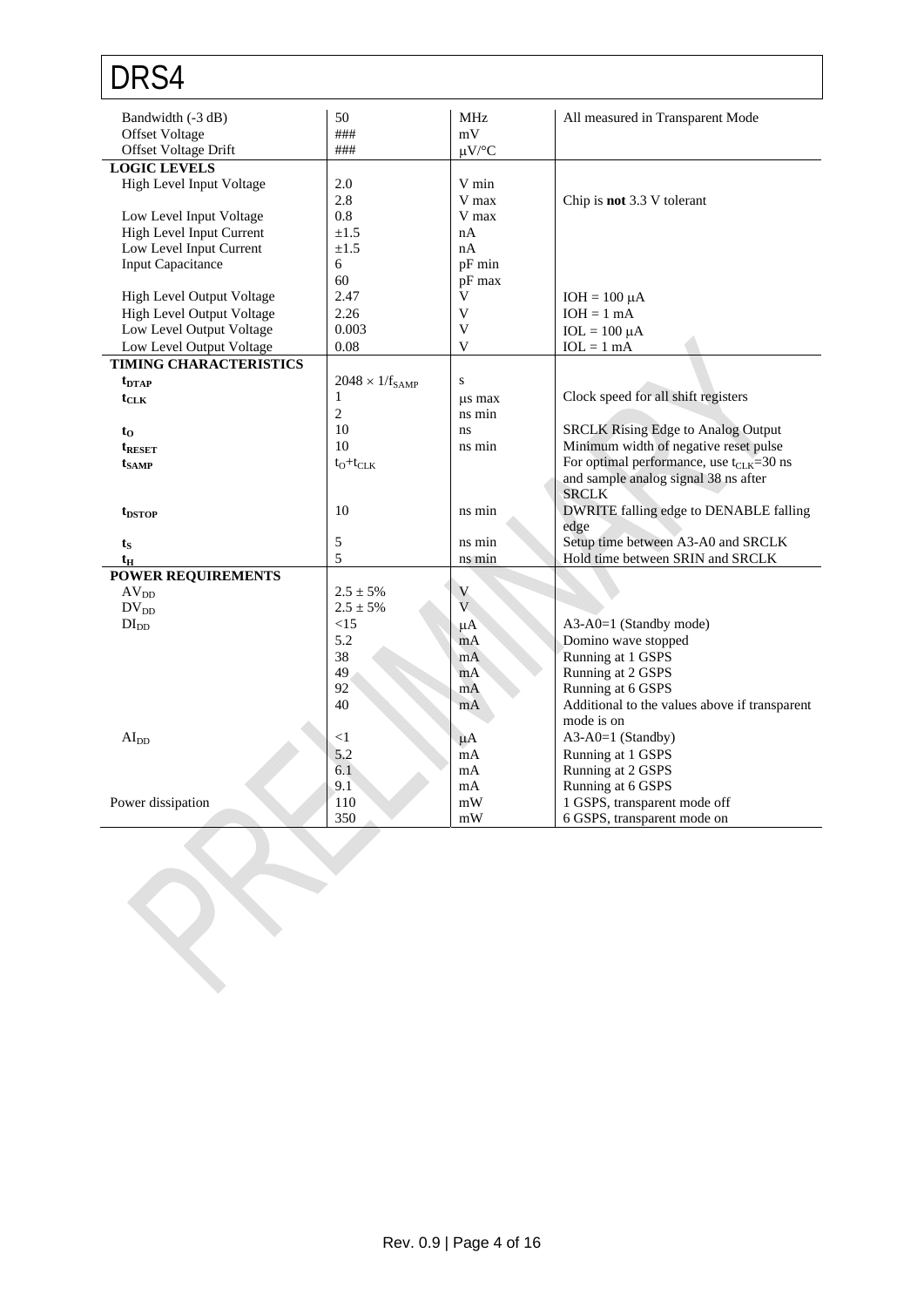| | | | |
|---|---|---|---|
| Bandwidth (-3 dB) | 50 | MHz | All measured in Transparent Mode |
| Offset Voltage | ### | mV | |
| Offset Voltage Drift | ### | μV/°C | |
| **LOGIC LEVELS** | | | |
| High Level Input Voltage | 2.0 | V min | |
| | 2.8 | V max | Chip is **not** 3.3 V tolerant |
| Low Level Input Voltage | 0.8 | V max | |
| High Level Input Current | ±1.5 | nA | |
| Low Level Input Current | ±1.5 | nA | |
| Input Capacitance | 6 | pF min | |
| | 60 | pF max | |
| High Level Output Voltage | 2.47 | V | IOH = 100 μA |
| High Level Output Voltage | 2.26 | V | IOH = 1 mA |
| Low Level Output Voltage | 0.003 | V | IOL = 100 μA |
| Low Level Output Voltage | 0.08 | V | IOL = 1 mA |
| **TIMING CHARACTERISTICS** | | | |
| $\mathbf{t_{DTAP}}$ | $2048 \times 1/f_{SAMP}$ | s | |
| $\mathbf{t_{CLK}}$ | 1 | μs max | Clock speed for all shift registers |
| | 2 | ns min | |
| $\mathbf{t_{O}}$ | 10 | ns | SRCLK Rising Edge to Analog Output |
| $\mathbf{t_{RESET}}$ | 10 | ns min | Minimum width of negative reset pulse |
| $\mathbf{t_{SAMP}}$ | $t_O + t_{CLK}$ | | For optimal performance, use $t_{CLK}$=30 ns and sample analog signal 38 ns after SRCLK |
| $\mathbf{t_{DSTOP}}$ | 10 | ns min | DWRITE falling edge to DENABLE falling edge |
| $\mathbf{t_{S}}$ | 5 | ns min | Setup time between A3-A0 and SRCLK |
| $\mathbf{t_{H}}$ | 5 | ns min | Hold time between SRIN and SRCLK |
| **POWER REQUIREMENTS** | | | |
| $AV_{DD}$ | 2.5 ± 5% | V | |
| $DV_{DD}$ | 2.5 ± 5% | V | |
| $DI_{DD}$ | <15 | μA | A3-A0=1 (Standby mode) |
| | 5.2 | mA | Domino wave stopped |
| | 38 | mA | Running at 1 GSPS |
| | 49 | mA | Running at 2 GSPS |
| | 92 | mA | Running at 6 GSPS |
| | 40 | mA | Additional to the values above if transparent mode is on |
| $AI_{DD}$ | <1 | μA | A3-A0=1 (Standby) |
| | 5.2 | mA | Running at 1 GSPS |
| | 6.1 | mA | Running at 2 GSPS |
| | 9.1 | mA | Running at 6 GSPS |
| Power dissipation | 110 | mW | 1 GSPS, transparent mode off |
| | 350 | mW | 6 GSPS, transparent mode on |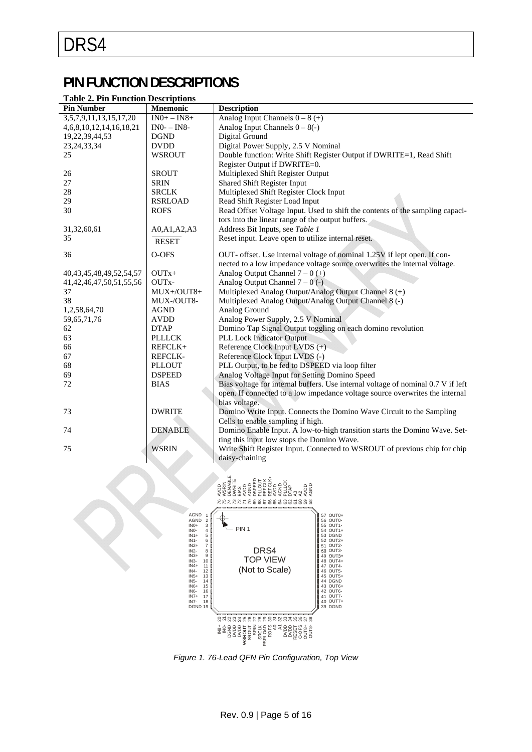## PIN FUNCTION DESCRIPTIONS

**Table 2. Pin Function Descriptions**

| Pin Number | Mnemonic | Description |
|---|---|---|
| 3,5,7,9,11,13,15,17,20 | IN0+ – IN8+ | Analog Input Channels 0 – 8 (+) |
| 4,6,8,10,12,14,16,18,21 | IN0- – IN8- | Analog Input Channels 0 – 8(-) |
| 19,22,39,44,53 | DGND | Digital Ground |
| 23,24,33,34 | DVDD | Digital Power Supply, 2.5 V Nominal |
| 25 | WSROUT | Double function: Write Shift Register Output if DWRITE=1, Read Shift Register Output if DWRITE=0. |
| 26 | SROUT | Multiplexed Shift Register Output |
| 27 | SRIN | Shared Shift Register Input |
| 28 | SRCLK | Multiplexed Shift Register Clock Input |
| 29 | RSRLOAD | Read Shift Register Load Input |
| 30 | ROFS | Read Offset Voltage Input. Used to shift the contents of the sampling capacitors into the linear range of the output buffers. |
| 31,32,60,61 | A0,A1,A2,A3 | Address Bit Inputs, see *Table 1* |
| 35 | $\overline{\text{RESET}}$ | Reset input. Leave open to utilize internal reset. |
| 36 | O-OFS | OUT- offset. Use internal voltage of nominal 1.25V if lept open. If connected to a low impedance voltage source overwrites the internal voltage. |
| 40,43,45,48,49,52,54,57 | OUTx+ | Analog Output Channel 7 – 0 (+) |
| 41,42,46,47,50,51,55,56 | OUTx- | Analog Output Channel 7 – 0 (-) |
| 37 | MUX+/OUT8+ | Multiplexed Analog Output/Analog Output Channel 8 (+) |
| 38 | MUX-/OUT8- | Multiplexed Analog Output/Analog Output Channel 8 (-) |
| 1,2,58,64,70 | AGND | Analog Ground |
| 59,65,71,76 | AVDD | Analog Power Supply, 2.5 V Nominal |
| 62 | DTAP | Domino Tap Signal Output toggling on each domino revolution |
| 63 | PLLLCK | PLL Lock Indicator Output |
| 66 | REFCLK+ | Reference Clock Input LVDS (+) |
| 67 | REFCLK- | Reference Clock Input LVDS (-) |
| 68 | PLLOUT | PLL Output, to be fed to DSPEED via loop filter |
| 69 | DSPEED | Analog Voltage Input for Setting Domino Speed |
| 72 | BIAS | Bias voltage for internal buffers. Use internal voltage of nominal 0.7 V if left open. If connected to a low impedance voltage source overwrites the internal bias voltage. |
| 73 | DWRITE | Domino Write Input. Connects the Domino Wave Circuit to the Sampling Cells to enable sampling if high. |
| 74 | DENABLE | Domino Enable Input. A low-to-high transition starts the Domino Wave. Setting this input low stops the Domino Wave. |
| 75 | WSRIN | Write Shift Register Input. Connected to WSROUT of previous chip for chip daisy-chaining |

*Figure 1. 76-Lead QFN Pin Configuration, Top View*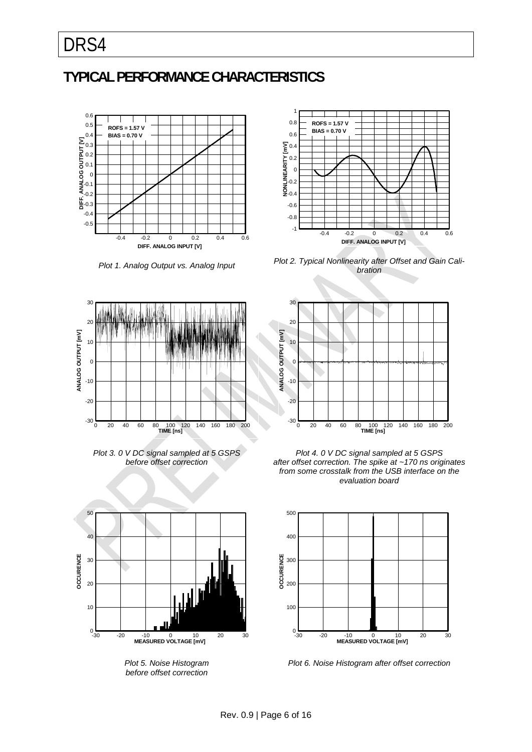## TYPICAL PERFORMANCE CHARACTERISTICS

ROFS = 1.57 V
BIAS = 0.70 V

DIFF. ANALOG OUTPUT [V]

DIFF. ANALOG INPUT [V]

*Plot 1. Analog Output vs. Analog Input*

ROFS = 1.57 V
BIAS = 0.70 V

NONLINEARITY [mV]

DIFF. ANALOG INPUT [V]

*Plot 2. Typical Nonlinearity after Offset and Gain Calibration*

ANALOG OUTPUT [mV]

TIME [ns]

*Plot 3. 0 V DC signal sampled at 5 GSPS before offset correction*

ANALOG OUTPUT [mV]

TIME [ns]

*Plot 4. 0 V DC signal sampled at 5 GSPS after offset correction. The spike at ~170 ns originates from some crosstalk from the USB interface on the evaluation board*

OCCURENCE

MEASURED VOLTAGE [mV]

*Plot 5. Noise Histogram before offset correction*

OCCURENCE

MEASURED VOLTAGE [mV]

*Plot 6. Noise Histogram after offset correction*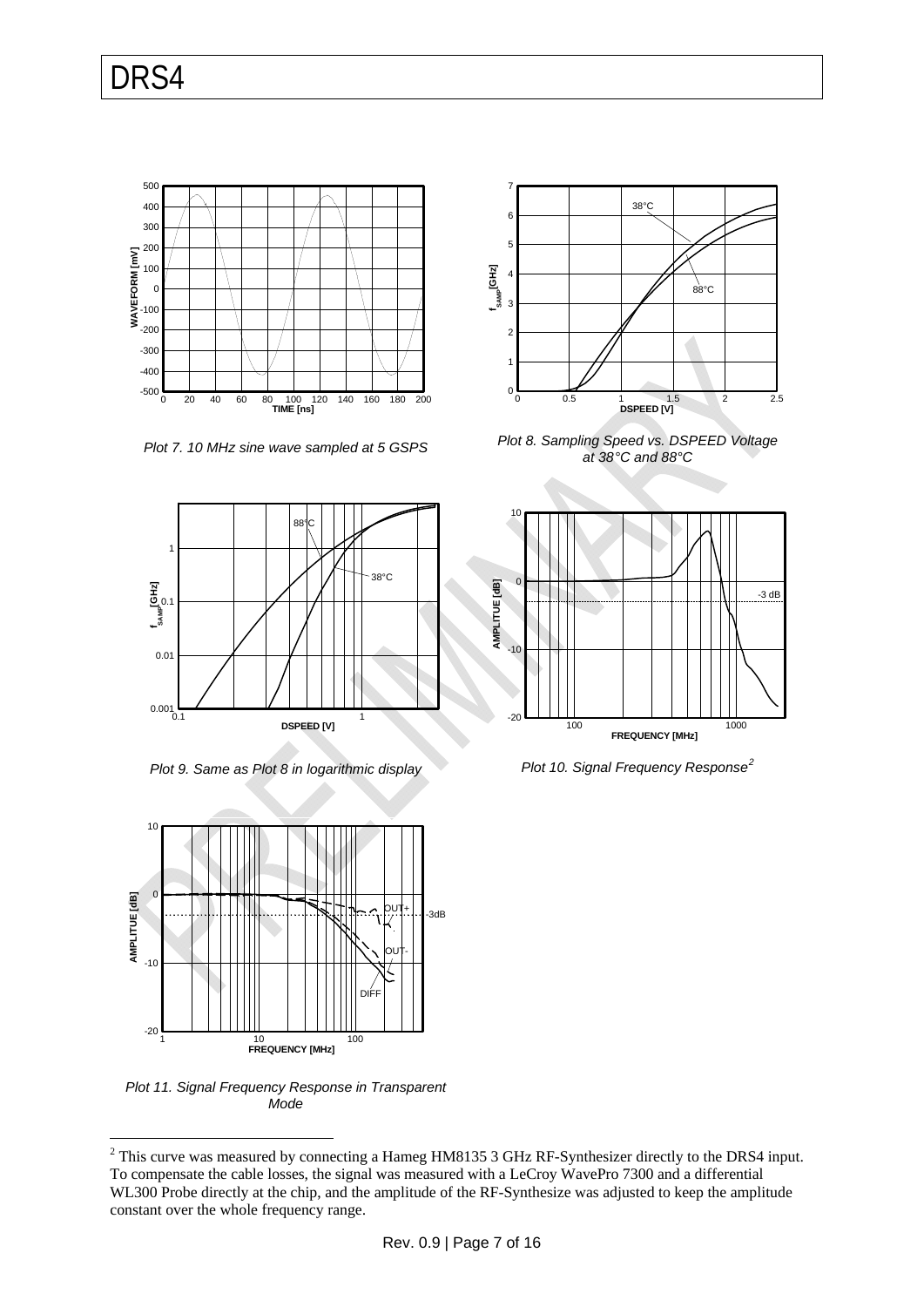Plot 7. 10 MHz sine wave sampled at 5 GSPS

Plot 8. Sampling Speed vs. DSPEED Voltage at 38°C and 88°C

Plot 9. Same as Plot 8 in logarithmic display

Plot 10. Signal Frequency Response[2]

Plot 11. Signal Frequency Response in Transparent Mode

---

[2] This curve was measured by connecting a Hameg HM8135 3 GHz RF-Synthesizer directly to the DRS4 input. To compensate the cable losses, the signal was measured with a LeCroy WavePro 7300 and a differential WL300 Probe directly at the chip, and the amplitude of the RF-Synthesize was adjusted to keep the amplitude constant over the whole frequency range.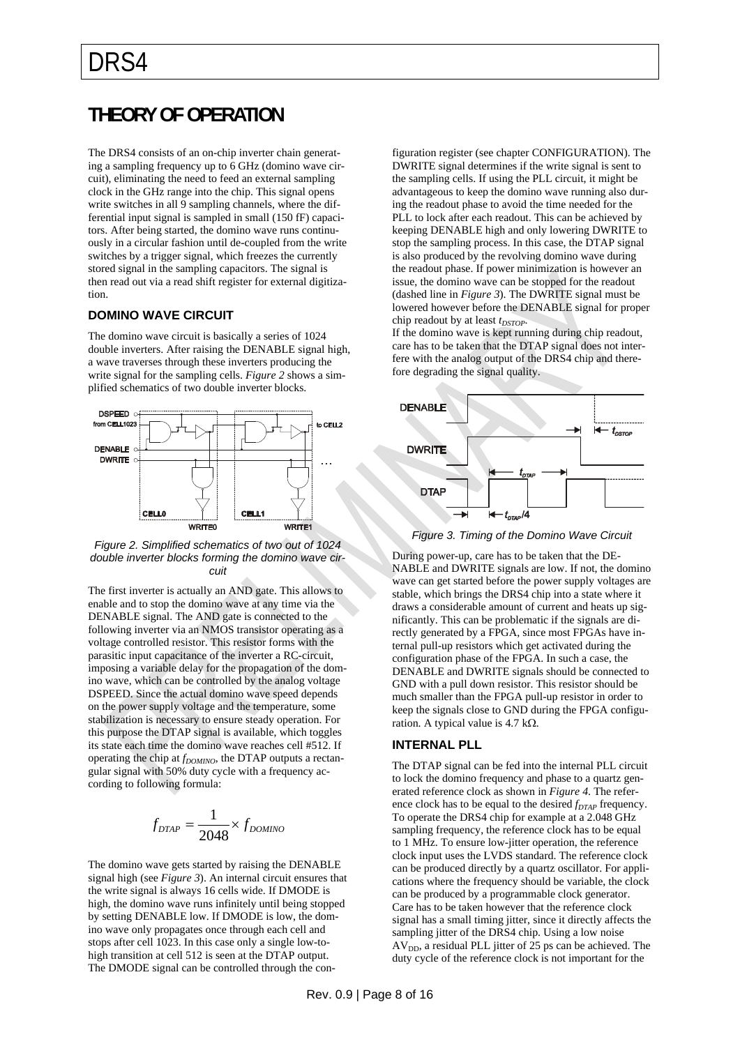# THEORY OF OPERATION

The DRS4 consists of an on-chip inverter chain generating a sampling frequency up to 6 GHz (domino wave circuit), eliminating the need to feed an external sampling clock in the GHz range into the chip. This signal opens write switches in all 9 sampling channels, where the differential input signal is sampled in small (150 fF) capacitors. After being started, the domino wave runs continuously in a circular fashion until de-coupled from the write switches by a trigger signal, which freezes the currently stored signal in the sampling capacitors. The signal is then read out via a read shift register for external digitization.

## DOMINO WAVE CIRCUIT

The domino wave circuit is basically a series of 1024 double inverters. After raising the DENABLE signal high, a wave traverses through these inverters producing the write signal for the sampling cells. *Figure 2* shows a simplified schematics of two double inverter blocks.

*Figure 2. Simplified schematics of two out of 1024 double inverter blocks forming the domino wave circuit*

The first inverter is actually an AND gate. This allows to enable and to stop the domino wave at any time via the DENABLE signal. The AND gate is connected to the following inverter via an NMOS transistor operating as a voltage controlled resistor. This resistor forms with the parasitic input capacitance of the inverter a RC-circuit, imposing a variable delay for the propagation of the domino wave, which can be controlled by the analog voltage DSPEED. Since the actual domino wave speed depends on the power supply voltage and the temperature, some stabilization is necessary to ensure steady operation. For this purpose the DTAP signal is available, which toggles its state each time the domino wave reaches cell #512. If operating the chip at $f_{DOMINO}$, the DTAP outputs a rectangular signal with 50% duty cycle with a frequency according to following formula:

$$f_{DTAP} = \frac{1}{2048} \times f_{DOMINO}$$

The domino wave gets started by raising the DENABLE signal high (see *Figure 3*). An internal circuit ensures that the write signal is always 16 cells wide. If DMODE is high, the domino wave runs infinitely until being stopped by setting DENABLE low. If DMODE is low, the domino wave only propagates once through each cell and stops after cell 1023. In this case only a single low-to-high transition at cell 512 is seen at the DTAP output. The DMODE signal can be controlled through the configuration register (see chapter CONFIGURATION). The DWRITE signal determines if the write signal is sent to the sampling cells. If using the PLL circuit, it might be advantageous to keep the domino wave running also during the readout phase to avoid the time needed for the PLL to lock after each readout. This can be achieved by keeping DENABLE high and only lowering DWRITE to stop the sampling process. In this case, the DTAP signal is also produced by the revolving domino wave during the readout phase. If power minimization is however an issue, the domino wave can be stopped for the readout (dashed line in *Figure 3*). The DWRITE signal must be lowered however before the DENABLE signal for proper chip readout by at least $t_{DSTOP}$.

If the domino wave is kept running during chip readout, care has to be taken that the DTAP signal does not interfere with the analog output of the DRS4 chip and therefore degrading the signal quality.

*Figure 3. Timing of the Domino Wave Circuit*

During power-up, care has to be taken that the DENABLE and DWRITE signals are low. If not, the domino wave can get started before the power supply voltages are stable, which brings the DRS4 chip into a state where it draws a considerable amount of current and heats up significantly. This can be problematic if the signals are directly generated by a FPGA, since most FPGAs have internal pull-up resistors which get activated during the configuration phase of the FPGA. In such a case, the DENABLE and DWRITE signals should be connected to GND with a pull down resistor. This resistor should be much smaller than the FPGA pull-up resistor in order to keep the signals close to GND during the FPGA configuration. A typical value is 4.7 kΩ.

## INTERNAL PLL

The DTAP signal can be fed into the internal PLL circuit to lock the domino frequency and phase to a quartz generated reference clock as shown in *Figure 4*. The reference clock has to be equal to the desired $f_{DTAP}$ frequency. To operate the DRS4 chip for example at a 2.048 GHz sampling frequency, the reference clock has to be equal to 1 MHz. To ensure low-jitter operation, the reference clock input uses the LVDS standard. The reference clock can be produced directly by a quartz oscillator. For applications where the frequency should be variable, the clock can be produced by a programmable clock generator. Care has to be taken however that the reference clock signal has a small timing jitter, since it directly affects the sampling jitter of the DRS4 chip. Using a low noise $AV_{DD}$, a residual PLL jitter of 25 ps can be achieved. The duty cycle of the reference clock is not important for the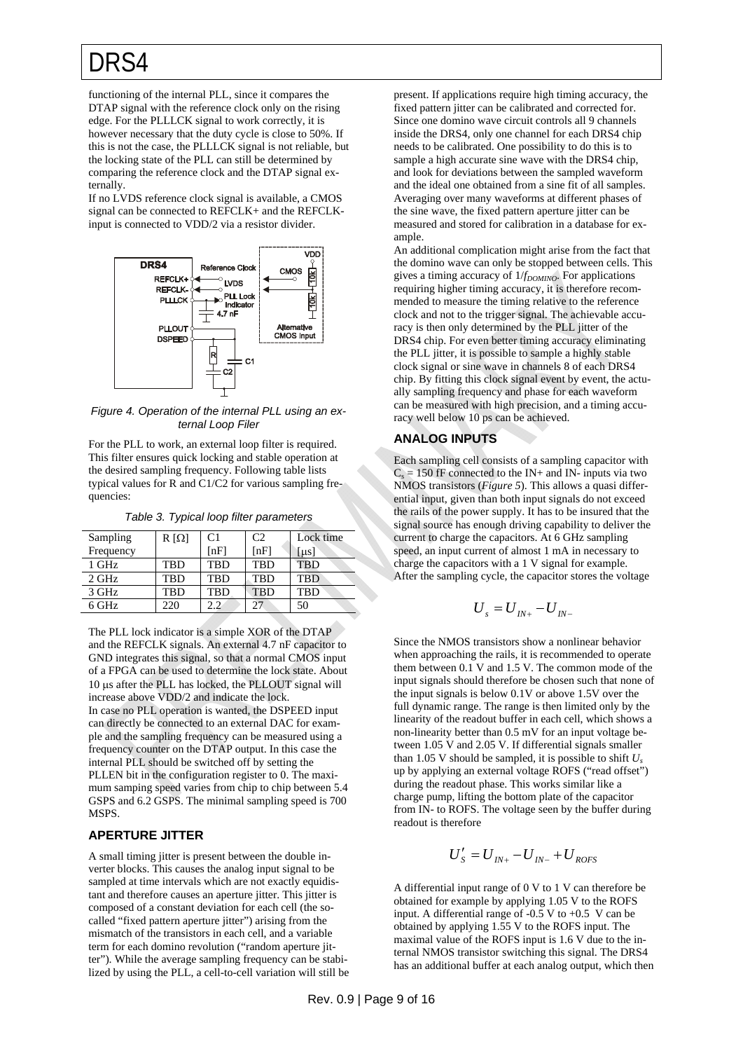functioning of the internal PLL, since it compares the DTAP signal with the reference clock only on the rising edge. For the PLLLCK signal to work correctly, it is however necessary that the duty cycle is close to 50%. If this is not the case, the PLLLCK signal is not reliable, but the locking state of the PLL can still be determined by comparing the reference clock and the DTAP signal externally.

If no LVDS reference clock signal is available, a CMOS signal can be connected to REFCLK+ and the REFCLK- input is connected to VDD/2 via a resistor divider.

*Figure 4. Operation of the internal PLL using an external Loop Filer*

For the PLL to work, an external loop filter is required. This filter ensures quick locking and stable operation at the desired sampling frequency. Following table lists typical values for R and C1/C2 for various sampling frequencies:

*Table 3. Typical loop filter parameters*

| Sampling Frequency | R [Ω] | C1 [nF] | C2 [nF] | Lock time [μs] |
|---|---|---|---|---|
| 1 GHz | TBD | TBD | TBD | TBD |
| 2 GHz | TBD | TBD | TBD | TBD |
| 3 GHz | TBD | TBD | TBD | TBD |
| 6 GHz | 220 | 2.2 | 27 | 50 |

The PLL lock indicator is a simple XOR of the DTAP and the REFCLK signals. An external 4.7 nF capacitor to GND integrates this signal, so that a normal CMOS input of a FPGA can be used to determine the lock state. About 10 μs after the PLL has locked, the PLLOUT signal will increase above VDD/2 and indicate the lock.

In case no PLL operation is wanted, the DSPEED input can directly be connected to an external DAC for example and the sampling frequency can be measured using a frequency counter on the DTAP output. In this case the internal PLL should be switched off by setting the PLLEN bit in the configuration register to 0. The maximum samping speed varies from chip to chip between 5.4 GSPS and 6.2 GSPS. The minimal sampling speed is 700 MSPS.

## APERTURE JITTER

A small timing jitter is present between the double inverter blocks. This causes the analog input signal to be sampled at time intervals which are not exactly equidistant and therefore causes an aperture jitter. This jitter is composed of a constant deviation for each cell (the so-called "fixed pattern aperture jitter") arising from the mismatch of the transistors in each cell, and a variable term for each domino revolution ("random aperture jitter"). While the average sampling frequency can be stabilized by using the PLL, a cell-to-cell variation will still be present. If applications require high timing accuracy, the fixed pattern jitter can be calibrated and corrected for. Since one domino wave circuit controls all 9 channels inside the DRS4, only one channel for each DRS4 chip needs to be calibrated. One possibility to do this is to sample a high accurate sine wave with the DRS4 chip, and look for deviations between the sampled waveform and the ideal one obtained from a sine fit of all samples. Averaging over many waveforms at different phases of the sine wave, the fixed pattern aperture jitter can be measured and stored for calibration in a database for example.

An additional complication might arise from the fact that the domino wave can only be stopped between cells. This gives a timing accuracy of $1/f_{DOMINO}$. For applications requiring higher timing accuracy, it is therefore recommended to measure the timing relative to the reference clock and not to the trigger signal. The achievable accuracy is then only determined by the PLL jitter of the DRS4 chip. For even better timing accuracy eliminating the PLL jitter, it is possible to sample a highly stable clock signal or sine wave in channels 8 of each DRS4 chip. By fitting this clock signal event by event, the actually sampling frequency and phase for each waveform can be measured with high precision, and a timing accuracy well below 10 ps can be achieved.

## ANALOG INPUTS

Each sampling cell consists of a sampling capacitor with $C_s$ = 150 fF connected to the IN+ and IN- inputs via two NMOS transistors (*Figure 5*). This allows a quasi differential input, given than both input signals do not exceed the rails of the power supply. It has to be insured that the signal source has enough driving capability to deliver the current to charge the capacitors. At 6 GHz sampling speed, an input current of almost 1 mA in necessary to charge the capacitors with a 1 V signal for example. After the sampling cycle, the capacitor stores the voltage

$$U_s = U_{IN+} - U_{IN-}$$

Since the NMOS transistors show a nonlinear behavior when approaching the rails, it is recommended to operate them between 0.1 V and 1.5 V. The common mode of the input signals should therefore be chosen such that none of the input signals is below 0.1V or above 1.5V over the full dynamic range. The range is then limited only by the linearity of the readout buffer in each cell, which shows a non-linearity better than 0.5 mV for an input voltage between 1.05 V and 2.05 V. If differential signals smaller than 1.05 V should be sampled, it is possible to shift $U_s$ up by applying an external voltage ROFS ("read offset") during the readout phase. This works similar like a charge pump, lifting the bottom plate of the capacitor from IN- to ROFS. The voltage seen by the buffer during readout is therefore

$$U'_S = U_{IN+} - U_{IN-} + U_{ROFS}$$

A differential input range of 0 V to 1 V can therefore be obtained for example by applying 1.05 V to the ROFS input. A differential range of -0.5 V to +0.5 V can be obtained by applying 1.55 V to the ROFS input. The maximal value of the ROFS input is 1.6 V due to the internal NMOS transistor switching this signal. The DRS4 has an additional buffer at each analog output, which then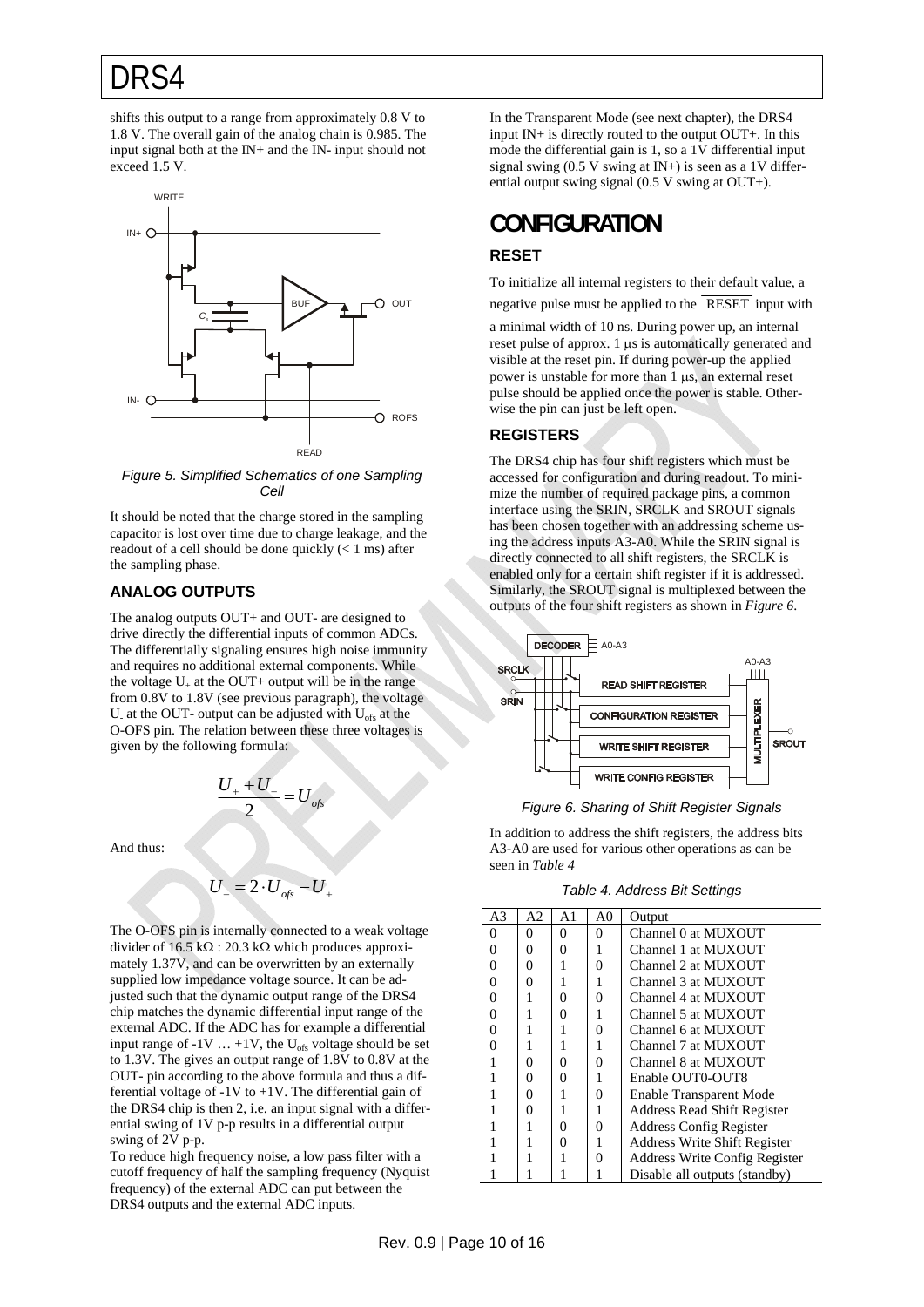shifts this output to a range from approximately 0.8 V to 1.8 V. The overall gain of the analog chain is 0.985. The input signal both at the IN+ and the IN- input should not exceed 1.5 V.

*Figure 5. Simplified Schematics of one Sampling Cell*

It should be noted that the charge stored in the sampling capacitor is lost over time due to charge leakage, and the readout of a cell should be done quickly (< 1 ms) after the sampling phase.

### ANALOG OUTPUTS

The analog outputs OUT+ and OUT- are designed to drive directly the differential inputs of common ADCs. The differentially signaling ensures high noise immunity and requires no additional external components. While the voltage $U_+$ at the OUT+ output will be in the range from 0.8V to 1.8V (see previous paragraph), the voltage $U_-$ at the OUT- output can be adjusted with $U_{ofs}$ at the O-OFS pin. The relation between these three voltages is given by the following formula:

$$\frac{U_+ + U_-}{2} = U_{ofs}$$

And thus:

$$U_- = 2 \cdot U_{ofs} - U_+$$

The O-OFS pin is internally connected to a weak voltage divider of 16.5 kΩ : 20.3 kΩ which produces approximately 1.37V, and can be overwritten by an externally supplied low impedance voltage source. It can be adjusted such that the dynamic output range of the DRS4 chip matches the dynamic differential input range of the external ADC. If the ADC has for example a differential input range of -1V … +1V, the $U_{ofs}$ voltage should be set to 1.3V. The gives an output range of 1.8V to 0.8V at the OUT- pin according to the above formula and thus a differential voltage of -1V to +1V. The differential gain of the DRS4 chip is then 2, i.e. an input signal with a differential swing of 1V p-p results in a differential output swing of 2V p-p.

To reduce high frequency noise, a low pass filter with a cutoff frequency of half the sampling frequency (Nyquist frequency) of the external ADC can put between the DRS4 outputs and the external ADC inputs.

In the Transparent Mode (see next chapter), the DRS4 input IN+ is directly routed to the output OUT+. In this mode the differential gain is 1, so a 1V differential input signal swing (0.5 V swing at IN+) is seen as a 1V differential output swing signal (0.5 V swing at OUT+).

## CONFIGURATION

### RESET

To initialize all internal registers to their default value, a negative pulse must be applied to the $\overline{\text{RESET}}$ input with a minimal width of 10 ns. During power up, an internal reset pulse of approx. 1 μs is automatically generated and visible at the reset pin. If during power-up the applied power is unstable for more than 1 μs, an external reset pulse should be applied once the power is stable. Otherwise the pin can just be left open.

### REGISTERS

The DRS4 chip has four shift registers which must be accessed for configuration and during readout. To minimize the number of required package pins, a common interface using the SRIN, SRCLK and SROUT signals has been chosen together with an addressing scheme using the address inputs A3-A0. While the SRIN signal is directly connected to all shift registers, the SRCLK is enabled only for a certain shift register if it is addressed. Similarly, the SROUT signal is multiplexed between the outputs of the four shift registers as shown in *Figure 6*.

*Figure 6. Sharing of Shift Register Signals*

In addition to address the shift registers, the address bits A3-A0 are used for various other operations as can be seen in *Table 4*

*Table 4. Address Bit Settings*

| A3 | A2 | A1 | A0 | Output |
|---|---|---|---|---|
| 0 | 0 | 0 | 0 | Channel 0 at MUXOUT |
| 0 | 0 | 0 | 1 | Channel 1 at MUXOUT |
| 0 | 0 | 1 | 0 | Channel 2 at MUXOUT |
| 0 | 0 | 1 | 1 | Channel 3 at MUXOUT |
| 0 | 1 | 0 | 0 | Channel 4 at MUXOUT |
| 0 | 1 | 0 | 1 | Channel 5 at MUXOUT |
| 0 | 1 | 1 | 0 | Channel 6 at MUXOUT |
| 0 | 1 | 1 | 1 | Channel 7 at MUXOUT |
| 1 | 0 | 0 | 0 | Channel 8 at MUXOUT |
| 1 | 0 | 0 | 1 | Enable OUT0-OUT8 |
| 1 | 0 | 1 | 0 | Enable Transparent Mode |
| 1 | 0 | 1 | 1 | Address Read Shift Register |
| 1 | 1 | 0 | 0 | Address Config Register |
| 1 | 1 | 0 | 1 | Address Write Shift Register |
| 1 | 1 | 1 | 0 | Address Write Config Register |
| 1 | 1 | 1 | 1 | Disable all outputs (standby) |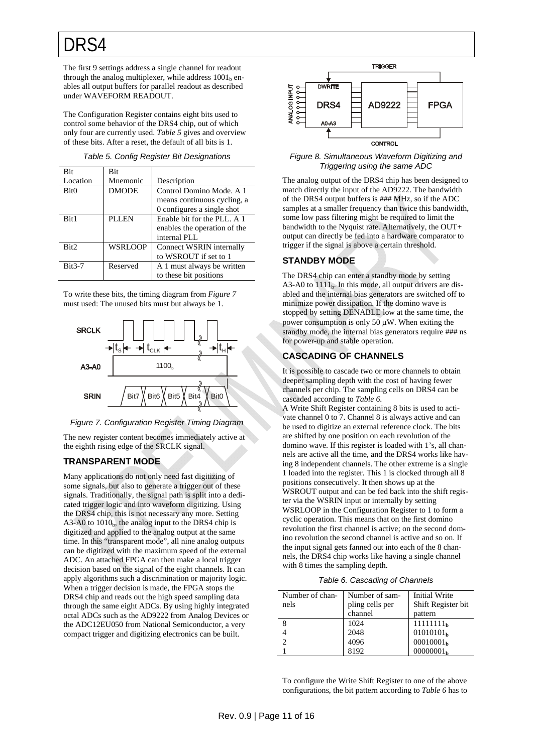The first 9 settings address a single channel for readout through the analog multiplexer, while address $1001_b$ enables all output buffers for parallel readout as described under WAVEFORM READOUT.

The Configuration Register contains eight bits used to control some behavior of the DRS4 chip, out of which only four are currently used. *Table 5* gives and overview of these bits. After a reset, the default of all bits is 1.

*Table 5. Config Register Bit Designations*

| Bit Location | Bit Mnemonic | Description |
|---|---|---|
| Bit0 | DMODE | Control Domino Mode. A 1 means continuous cycling, a 0 configures a single shot |
| Bit1 | PLLEN | Enable bit for the PLL. A 1 enables the operation of the internal PLL |
| Bit2 | WSRLOOP | Connect WSRIN internally to WSROUT if set to 1 |
| Bit3-7 | Reserved | A 1 must always be written to these bit positions |

To write these bits, the timing diagram from *Figure 7* must used: The unused bits must but always be 1.

*Figure 7. Configuration Register Timing Diagram*

The new register content becomes immediately active at the eighth rising edge of the SRCLK signal.

## TRANSPARENT MODE

Many applications do not only need fast digitizing of some signals, but also to generate a trigger out of these signals. Traditionally, the signal path is split into a dedicated trigger logic and into waveform digitizing. Using the DRS4 chip, this is not necessary any more. Setting A3-A0 to $1010_b$, the analog input to the DRS4 chip is digitized and applied to the analog output at the same time. In this "transparent mode", all nine analog outputs can be digitized with the maximum speed of the external ADC. An attached FPGA can then make a local trigger decision based on the signal of the eight channels. It can apply algorithms such a discrimination or majority logic. When a trigger decision is made, the FPGA stops the DRS4 chip and reads out the high speed sampling data through the same eight ADCs. By using highly integrated octal ADCs such as the AD9222 from Analog Devices or the ADC12EU050 from National Semiconductor, a very compact trigger and digitizing electronics can be built.

*Figure 8. Simultaneous Waveform Digitizing and Triggering using the same ADC*

The analog output of the DRS4 chip has been designed to match directly the input of the AD9222. The bandwidth of the DRS4 output buffers is ### MHz, so if the ADC samples at a smaller frequency than twice this bandwidth, some low pass filtering might be required to limit the bandwidth to the Nyquist rate. Alternatively, the OUT+ output can directly be fed into a hardware comparator to trigger if the signal is above a certain threshold.

## STANDBY MODE

The DRS4 chip can enter a standby mode by setting A3-A0 to $1111_b$. In this mode, all output drivers are disabled and the internal bias generators are switched off to minimize power dissipation. If the domino wave is stopped by setting DENABLE low at the same time, the power consumption is only 50 μW. When exiting the standby mode, the internal bias generators require ### ns for power-up and stable operation.

## CASCADING OF CHANNELS

It is possible to cascade two or more channels to obtain deeper sampling depth with the cost of having fewer channels per chip. The sampling cells on DRS4 can be cascaded according to *Table 6*.

A Write Shift Register containing 8 bits is used to activate channel 0 to 7. Channel 8 is always active and can be used to digitize an external reference clock. The bits are shifted by one position on each revolution of the domino wave. If this register is loaded with 1's, all channels are active all the time, and the DRS4 works like having 8 independent channels. The other extreme is a single 1 loaded into the register. This 1 is clocked through all 8 positions consecutively. It then shows up at the WSROUT output and can be fed back into the shift register via the WSRIN input or internally by setting WSRLOOP in the Configuration Register to 1 to form a cyclic operation. This means that on the first domino revolution the first channel is active; on the second domino revolution the second channel is active and so on. If the input signal gets fanned out into each of the 8 channels, the DRS4 chip works like having a single channel with 8 times the sampling depth.

*Table 6. Cascading of Channels*

| Number of channels | Number of sampling cells per channel | Initial Write Shift Register bit pattern |
|---|---|---|
| 8 | 1024 | $11111111_b$ |
| 4 | 2048 | $01010101_b$ |
| 2 | 4096 | $00010001_b$ |
| 1 | 8192 | $00000001_b$ |

To configure the Write Shift Register to one of the above configurations, the bit pattern according to *Table 6* has to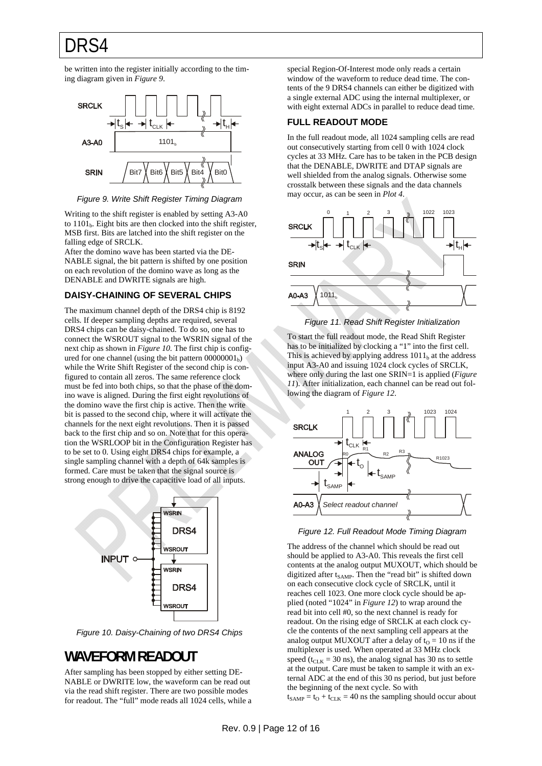be written into the register initially according to the timing diagram given in *Figure 9*.

*Figure 9. Write Shift Register Timing Diagram*

Writing to the shift register is enabled by setting A3-A0 to $1101_b$. Eight bits are then clocked into the shift register, MSB first. Bits are latched into the shift register on the falling edge of SRCLK.

After the domino wave has been started via the DENABLE signal, the bit pattern is shifted by one position on each revolution of the domino wave as long as the DENABLE and DWRITE signals are high.

### DAISY-CHAINING OF SEVERAL CHIPS

The maximum channel depth of the DRS4 chip is 8192 cells. If deeper sampling depths are required, several DRS4 chips can be daisy-chained. To do so, one has to connect the WSROUT signal to the WSRIN signal of the next chip as shown in *Figure 10*. The first chip is configured for one channel (using the bit pattern $00000001_b$) while the Write Shift Register of the second chip is configured to contain all zeros. The same reference clock must be fed into both chips, so that the phase of the domino wave is aligned. During the first eight revolutions of the domino wave the first chip is active. Then the write bit is passed to the second chip, where it will activate the channels for the next eight revolutions. Then it is passed back to the first chip and so on. Note that for this operation the WSRLOOP bit in the Configuration Register has to be set to 0. Using eight DRS4 chips for example, a single sampling channel with a depth of 64k samples is formed. Care must be taken that the signal source is strong enough to drive the capacitive load of all inputs.

*Figure 10. Daisy-Chaining of two DRS4 Chips*

## WAVEFORM READOUT

After sampling has been stopped by either setting DENABLE or DWRITE low, the waveform can be read out via the read shift register. There are two possible modes for readout. The "full" mode reads all 1024 cells, while a special Region-Of-Interest mode only reads a certain window of the waveform to reduce dead time. The contents of the 9 DRS4 channels can either be digitized with a single external ADC using the internal multiplexer, or with eight external ADCs in parallel to reduce dead time.

### FULL READOUT MODE

In the full readout mode, all 1024 sampling cells are read out consecutively starting from cell 0 with 1024 clock cycles at 33 MHz. Care has to be taken in the PCB design that the DENABLE, DWRITE and DTAP signals are well shielded from the analog signals. Otherwise some crosstalk between these signals and the data channels may occur, as can be seen in *Plot 4*.

*Figure 11. Read Shift Register Initialization*

To start the full readout mode, the Read Shift Register has to be initialized by clocking a "1" into the first cell. This is achieved by applying address $1011_b$ at the address input A3-A0 and issuing 1024 clock cycles of SRCLK, where only during the last one SRIN=1 is applied (*Figure 11*). After initialization, each channel can be read out following the diagram of *Figure 12*.

*Figure 12. Full Readout Mode Timing Diagram*

The address of the channel which should be read out should be applied to A3-A0. This reveals the first cell contents at the analog output MUXOUT, which should be digitized after $t_{SAMP}$. Then the "read bit" is shifted down on each consecutive clock cycle of SRCLK, until it reaches cell 1023. One more clock cycle should be applied (noted "1024" in *Figure 12*) to wrap around the read bit into cell #0, so the next channel is ready for readout. On the rising edge of SRCLK at each clock cycle the contents of the next sampling cell appears at the analog output MUXOUT after a delay of $t_O = 10$ ns if the multiplexer is used. When operated at 33 MHz clock speed ($t_{CLK} = 30$ ns), the analog signal has 30 ns to settle at the output. Care must be taken to sample it with an external ADC at the end of this 30 ns period, but just before the beginning of the next cycle. So with $t_{SAMP} = t_O + t_{CLK} = 40$ ns the sampling should occur about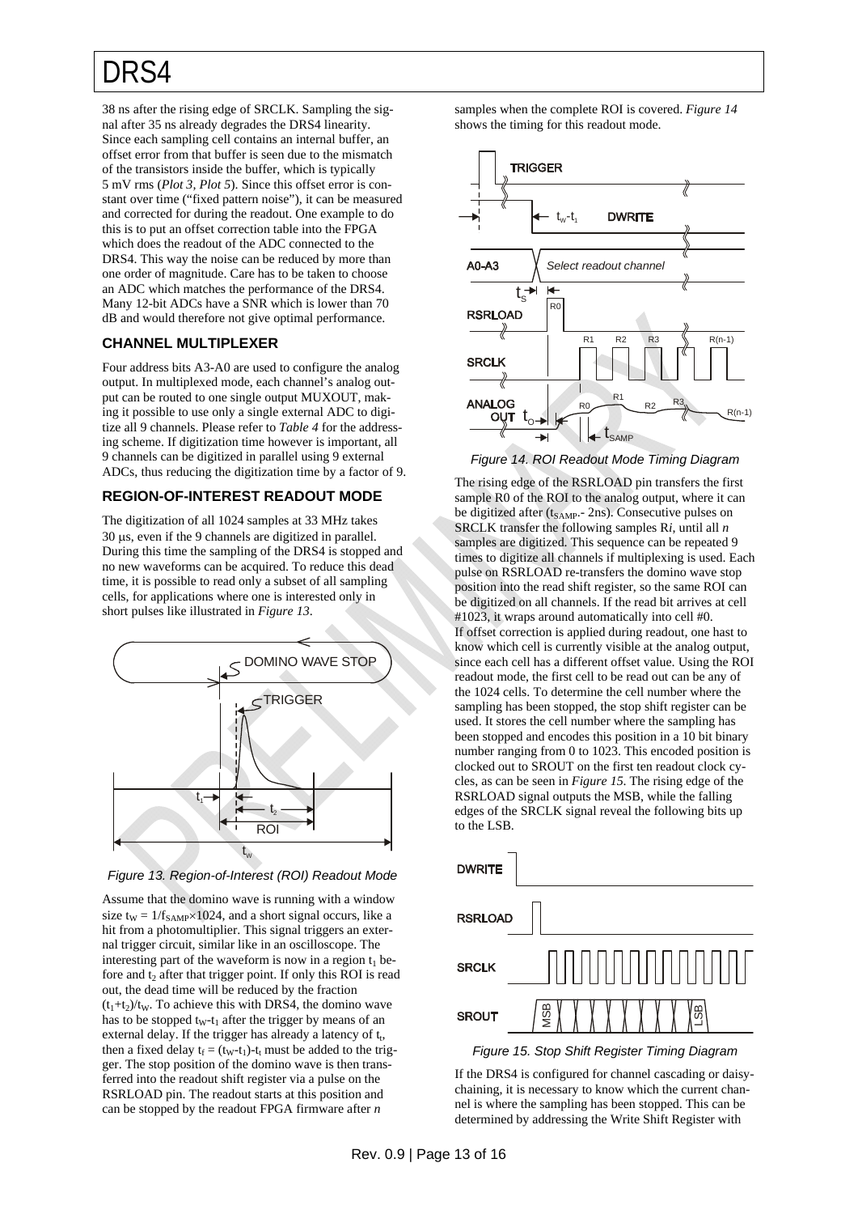38 ns after the rising edge of SRCLK. Sampling the signal after 35 ns already degrades the DRS4 linearity. Since each sampling cell contains an internal buffer, an offset error from that buffer is seen due to the mismatch of the transistors inside the buffer, which is typically 5 mV rms (*Plot 3*, *Plot 5*). Since this offset error is constant over time ("fixed pattern noise"), it can be measured and corrected for during the readout. One example to do this is to put an offset correction table into the FPGA which does the readout of the ADC connected to the DRS4. This way the noise can be reduced by more than one order of magnitude. Care has to be taken to choose an ADC which matches the performance of the DRS4. Many 12-bit ADCs have a SNR which is lower than 70 dB and would therefore not give optimal performance.

### CHANNEL MULTIPLEXER

Four address bits A3-A0 are used to configure the analog output. In multiplexed mode, each channel's analog output can be routed to one single output MUXOUT, making it possible to use only a single external ADC to digitize all 9 channels. Please refer to *Table 4* for the addressing scheme. If digitization time however is important, all 9 channels can be digitized in parallel using 9 external ADCs, thus reducing the digitization time by a factor of 9.

### REGION-OF-INTEREST READOUT MODE

The digitization of all 1024 samples at 33 MHz takes 30 µs, even if the 9 channels are digitized in parallel. During this time the sampling of the DRS4 is stopped and no new waveforms can be acquired. To reduce this dead time, it is possible to read only a subset of all sampling cells, for applications where one is interested only in short pulses like illustrated in *Figure 13*.

*Figure 13. Region-of-Interest (ROI) Readout Mode*

Assume that the domino wave is running with a window size $t_W = 1/f_{SAMP} \times 1024$, and a short signal occurs, like a hit from a photomultiplier. This signal triggers an external trigger circuit, similar like in an oscilloscope. The interesting part of the waveform is now in a region $t_1$ before and $t_2$ after that trigger point. If only this ROI is read out, the dead time will be reduced by the fraction $(t_1+t_2)/t_W$. To achieve this with DRS4, the domino wave has to be stopped $t_W$-$t_1$ after the trigger by means of an external delay. If the trigger has already a latency of $t_t$, then a fixed delay $t_f = (t_W-t_1)-t_t$ must be added to the trigger. The stop position of the domino wave is then transferred into the readout shift register via a pulse on the RSRLOAD pin. The readout starts at this position and can be stopped by the readout FPGA firmware after *n* samples when the complete ROI is covered. *Figure 14* shows the timing for this readout mode.

*Figure 14. ROI Readout Mode Timing Diagram*

The rising edge of the RSRLOAD pin transfers the first sample R0 of the ROI to the analog output, where it can be digitized after ($t_{SAMP}$ - 2ns). Consecutive pulses on SRCLK transfer the following samples R*i*, until all *n* samples are digitized. This sequence can be repeated 9 times to digitize all channels if multiplexing is used. Each pulse on RSRLOAD re-transfers the domino wave stop position into the read shift register, so the same ROI can be digitized on all channels. If the read bit arrives at cell #1023, it wraps around automatically into cell #0.

If offset correction is applied during readout, one hast to know which cell is currently visible at the analog output, since each cell has a different offset value. Using the ROI readout mode, the first cell to be read out can be any of the 1024 cells. To determine the cell number where the sampling has been stopped, the stop shift register can be used. It stores the cell number where the sampling has been stopped and encodes this position in a 10 bit binary number ranging from 0 to 1023. This encoded position is clocked out to SROUT on the first ten readout clock cycles, as can be seen in *Figure 15*. The rising edge of the RSRLOAD signal outputs the MSB, while the falling edges of the SRCLK signal reveal the following bits up to the LSB.

*Figure 15. Stop Shift Register Timing Diagram*

If the DRS4 is configured for channel cascading or daisy-chaining, it is necessary to know which the current channel is where the sampling has been stopped. This can be determined by addressing the Write Shift Register with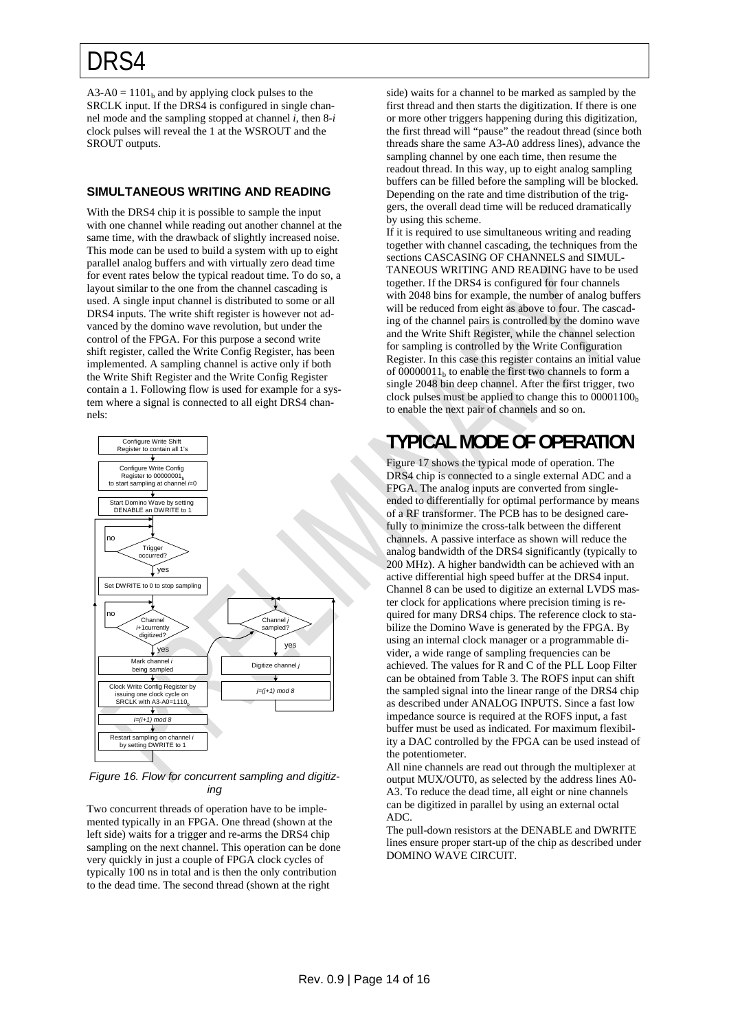A3-A0 = $1101_b$ and by applying clock pulses to the SRCLK input. If the DRS4 is configured in single channel mode and the sampling stopped at channel *i*, then 8-*i* clock pulses will reveal the 1 at the WSROUT and the SROUT outputs.

### SIMULTANEOUS WRITING AND READING

With the DRS4 chip it is possible to sample the input with one channel while reading out another channel at the same time, with the drawback of slightly increased noise. This mode can be used to build a system with up to eight parallel analog buffers and with virtually zero dead time for event rates below the typical readout time. To do so, a layout similar to the one from the channel cascading is used. A single input channel is distributed to some or all DRS4 inputs. The write shift register is however not advanced by the domino wave revolution, but under the control of the FPGA. For this purpose a second write shift register, called the Write Config Register, has been implemented. A sampling channel is active only if both the Write Shift Register and the Write Config Register contain a 1. Following flow is used for example for a system where a signal is connected to all eight DRS4 channels:

Configure Write Shift Register to contain all 1's

Configure Write Config Register to $00000001_b$ to start sampling at channel *i*=0

Start Domino Wave by setting DENABLE an DWRITE to 1

Trigger occurred? (no / yes)

Set DWRITE to 0 to stop sampling

Channel *i*+1currently digitized? (no / yes)

Mark channel *i* being sampled

Clock Write Config Register by issuing one clock cycle on SRCLK with A3-A0=$1110_b$

*i=(i+1) mod 8*

Restart sampling on channel *i* by setting DWRITE to 1

Channel *j* sampled? (yes)

Digitize channel *j*

*j=(j+1) mod 8*

*Figure 16. Flow for concurrent sampling and digitizing*

Two concurrent threads of operation have to be implemented typically in an FPGA. One thread (shown at the left side) waits for a trigger and re-arms the DRS4 chip sampling on the next channel. This operation can be done very quickly in just a couple of FPGA clock cycles of typically 100 ns in total and is then the only contribution to the dead time. The second thread (shown at the right side) waits for a channel to be marked as sampled by the first thread and then starts the digitization. If there is one or more other triggers happening during this digitization, the first thread will "pause" the readout thread (since both threads share the same A3-A0 address lines), advance the sampling channel by one each time, then resume the readout thread. In this way, up to eight analog sampling buffers can be filled before the sampling will be blocked. Depending on the rate and time distribution of the triggers, the overall dead time will be reduced dramatically by using this scheme.

If it is required to use simultaneous writing and reading together with channel cascading, the techniques from the sections CASCASING OF CHANNELS and SIMULTANEOUS WRITING AND READING have to be used together. If the DRS4 is configured for four channels with 2048 bins for example, the number of analog buffers will be reduced from eight as above to four. The cascading of the channel pairs is controlled by the domino wave and the Write Shift Register, while the channel selection for sampling is controlled by the Write Configuration Register. In this case this register contains an initial value of $00000011_b$ to enable the first two channels to form a single 2048 bin deep channel. After the first trigger, two clock pulses must be applied to change this to $00001100_b$ to enable the next pair of channels and so on.

## TYPICAL MODE OF OPERATION

Figure 17 shows the typical mode of operation. The DRS4 chip is connected to a single external ADC and a FPGA. The analog inputs are converted from single-ended to differentially for optimal performance by means of a RF transformer. The PCB has to be designed carefully to minimize the cross-talk between the different channels. A passive interface as shown will reduce the analog bandwidth of the DRS4 significantly (typically to 200 MHz). A higher bandwidth can be achieved with an active differential high speed buffer at the DRS4 input. Channel 8 can be used to digitize an external LVDS master clock for applications where precision timing is required for many DRS4 chips. The reference clock to stabilize the Domino Wave is generated by the FPGA. By using an internal clock manager or a programmable divider, a wide range of sampling frequencies can be achieved. The values for R and C of the PLL Loop Filter can be obtained from Table 3. The ROFS input can shift the sampled signal into the linear range of the DRS4 chip as described under ANALOG INPUTS. Since a fast low impedance source is required at the ROFS input, a fast buffer must be used as indicated. For maximum flexibility a DAC controlled by the FPGA can be used instead of the potentiometer.

All nine channels are read out through the multiplexer at output MUX/OUT0, as selected by the address lines A0-A3. To reduce the dead time, all eight or nine channels can be digitized in parallel by using an external octal ADC.

The pull-down resistors at the DENABLE and DWRITE lines ensure proper start-up of the chip as described under DOMINO WAVE CIRCUIT.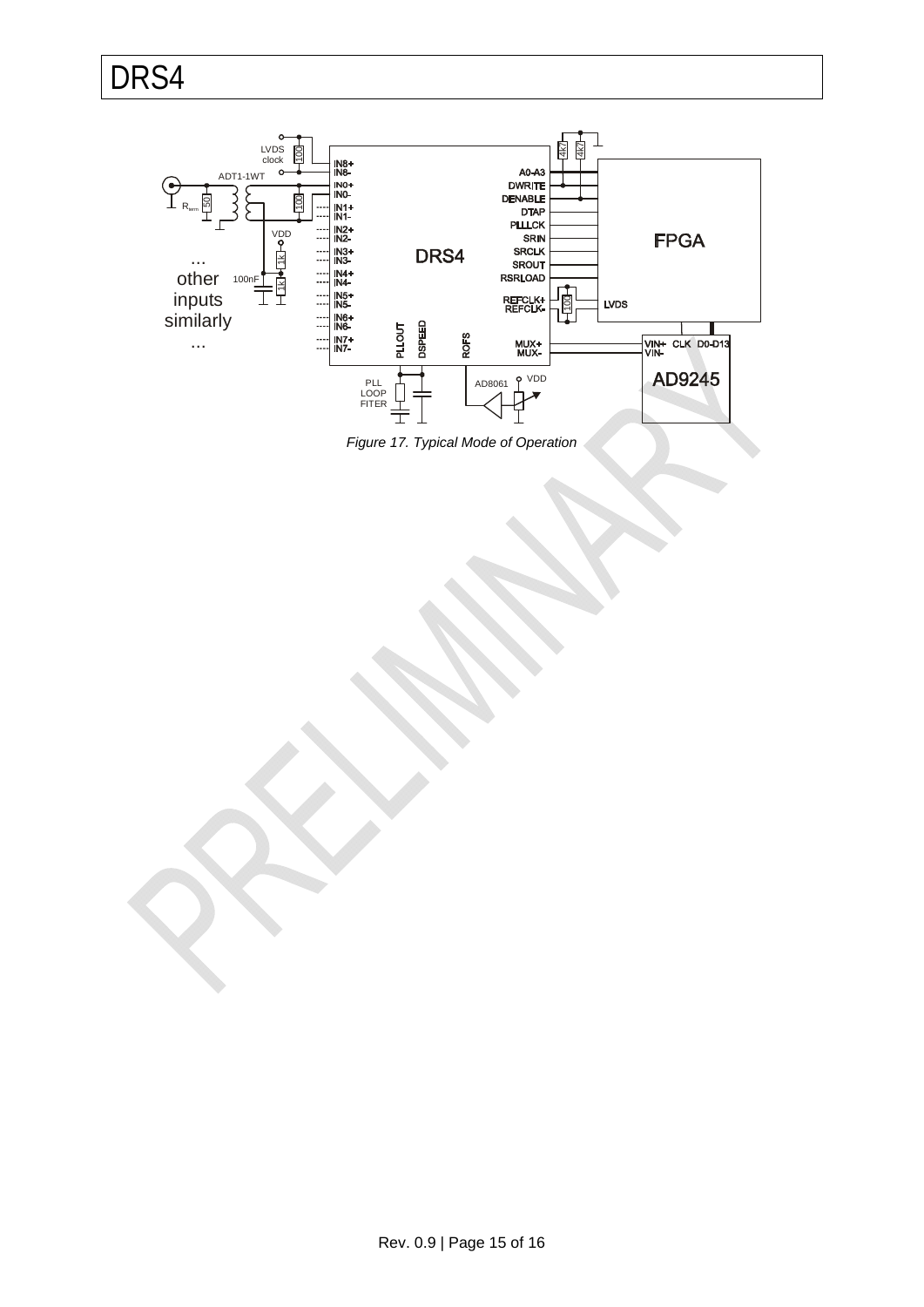*Figure 17. Typical Mode of Operation*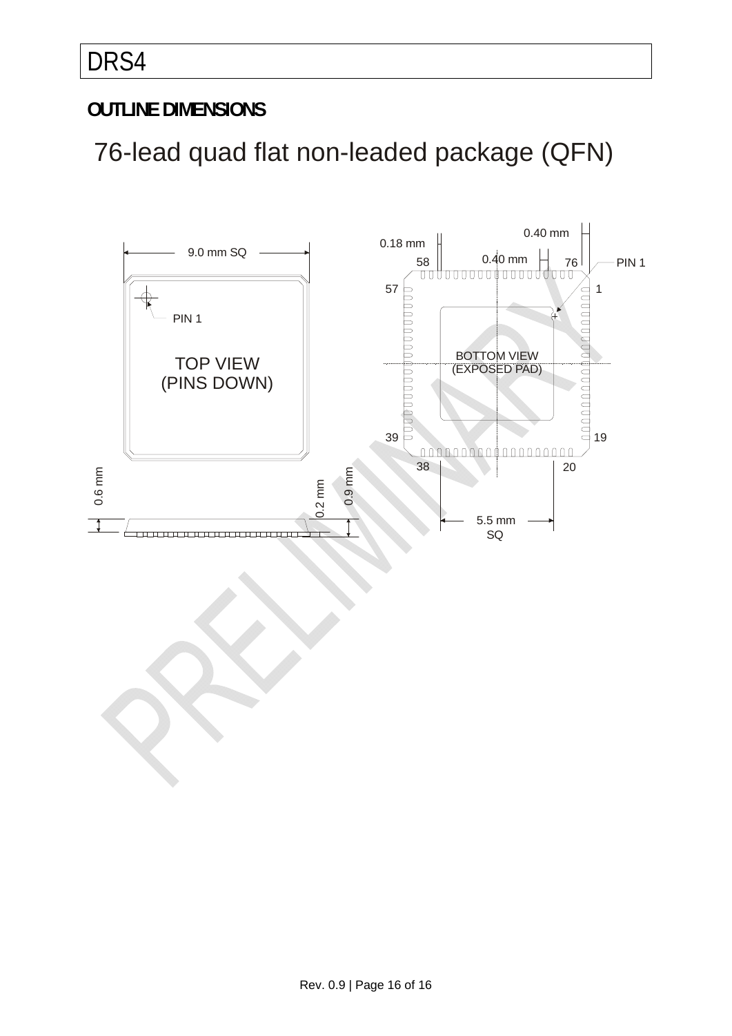## OUTLINE DIMENSIONS

# 76-lead quad flat non-leaded package (QFN)

9.0 mm SQ

PIN 1

TOP VIEW
(PINS DOWN)

0.6 mm

0.2 mm

0.9 mm

0.18 mm

0.40 mm

0.40 mm

58

76

PIN 1

57

1

BOTTOM VIEW
(EXPOSED PAD)

39

19

38

20

5.5 mm
SQ

PRELIMINARY